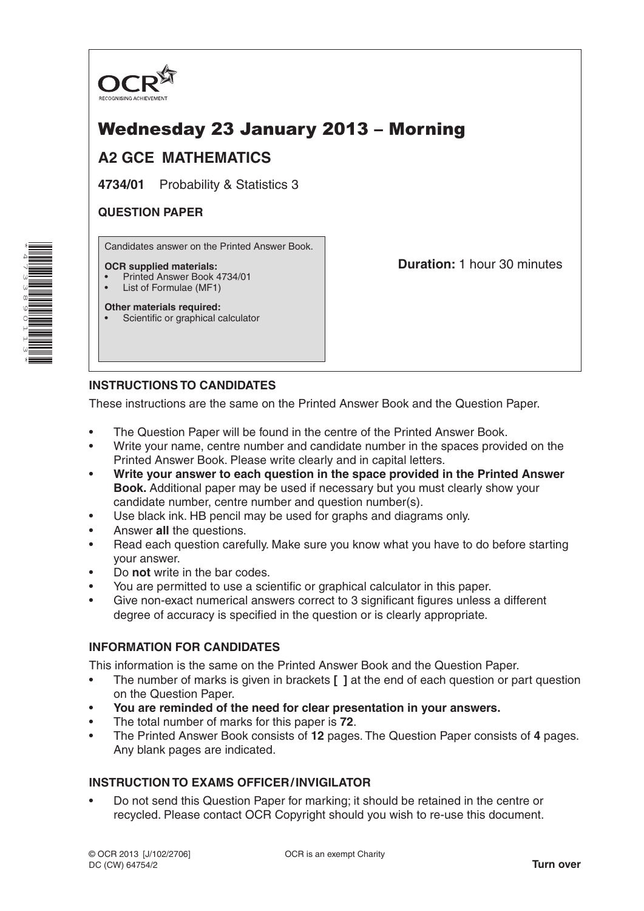OCR
RECOGNISING ACHIEVEMENT

# Wednesday 23 January 2013 – Morning

## A2 GCE MATHEMATICS

**4734/01** Probability & Statistics 3

**QUESTION PAPER**

Candidates answer on the Printed Answer Book.

**OCR supplied materials:**
- Printed Answer Book 4734/01
- List of Formulae (MF1)

**Other materials required:**
- Scientific or graphical calculator

**Duration:** 1 hour 30 minutes

### INSTRUCTIONS TO CANDIDATES

These instructions are the same on the Printed Answer Book and the Question Paper.

- The Question Paper will be found in the centre of the Printed Answer Book.
- Write your name, centre number and candidate number in the spaces provided on the Printed Answer Book. Please write clearly and in capital letters.
- **Write your answer to each question in the space provided in the Printed Answer Book.** Additional paper may be used if necessary but you must clearly show your candidate number, centre number and question number(s).
- Use black ink. HB pencil may be used for graphs and diagrams only.
- Answer **all** the questions.
- Read each question carefully. Make sure you know what you have to do before starting your answer.
- Do **not** write in the bar codes.
- You are permitted to use a scientific or graphical calculator in this paper.
- Give non-exact numerical answers correct to 3 significant figures unless a different degree of accuracy is specified in the question or is clearly appropriate.

### INFORMATION FOR CANDIDATES

This information is the same on the Printed Answer Book and the Question Paper.

- The number of marks is given in brackets **[ ]** at the end of each question or part question on the Question Paper.
- **You are reminded of the need for clear presentation in your answers.**
- The total number of marks for this paper is **72**.
- The Printed Answer Book consists of **12** pages. The Question Paper consists of **4** pages. Any blank pages are indicated.

### INSTRUCTION TO EXAMS OFFICER / INVIGILATOR

- Do not send this Question Paper for marking; it should be retained in the centre or recycled. Please contact OCR Copyright should you wish to re-use this document.

© OCR 2013 [J/102/2706]
DC (CW) 64754/2

OCR is an exempt Charity

**Turn over**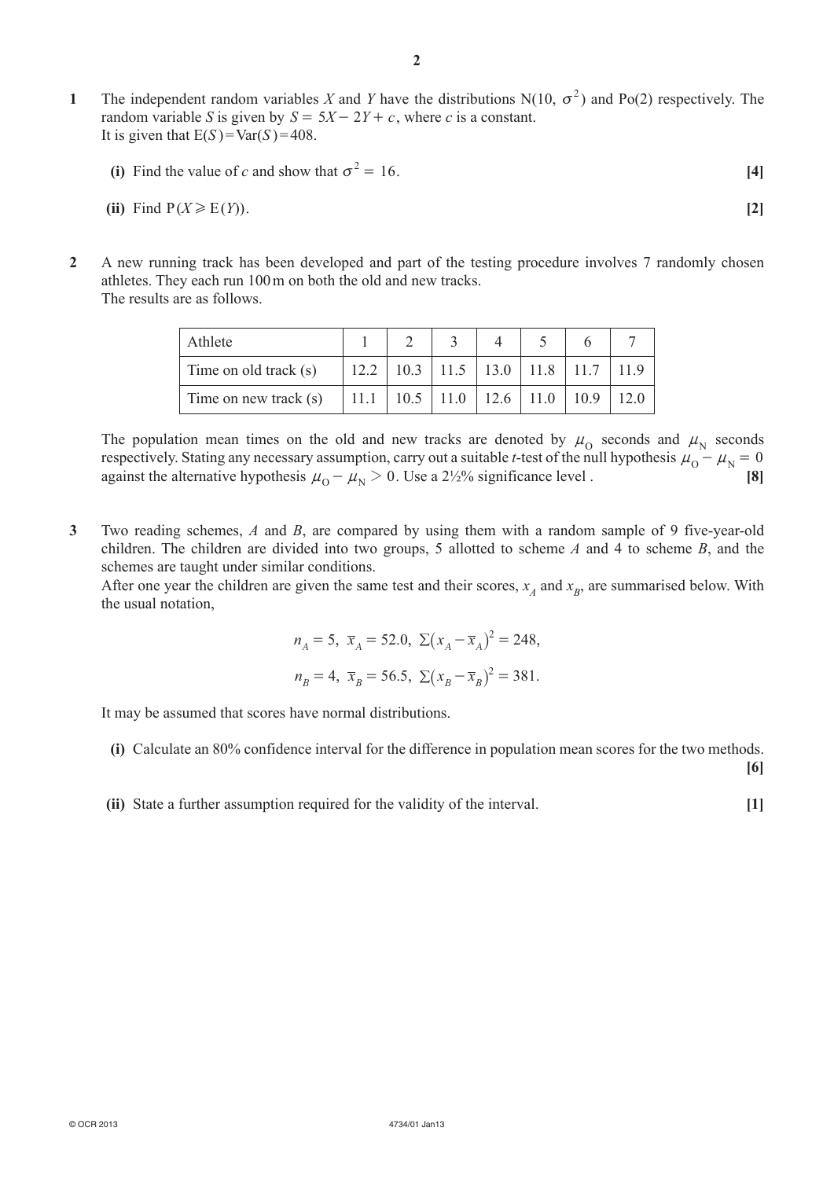**1** The independent random variables $X$ and $Y$ have the distributions $N(10, \sigma^2)$ and $Po(2)$ respectively. The random variable $S$ is given by $S = 5X - 2Y + c$, where $c$ is a constant.
It is given that $E(S) = Var(S) = 408$.

**(i)** Find the value of $c$ and show that $\sigma^2 = 16$. **[4]**

**(ii)** Find $P(X \geqslant E(Y))$. **[2]**

**2** A new running track has been developed and part of the testing procedure involves 7 randomly chosen athletes. They each run 100 m on both the old and new tracks.
The results are as follows.

| Athlete | 1 | 2 | 3 | 4 | 5 | 6 | 7 |
|---|---|---|---|---|---|---|---|
| Time on old track (s) | 12.2 | 10.3 | 11.5 | 13.0 | 11.8 | 11.7 | 11.9 |
| Time on new track (s) | 11.1 | 10.5 | 11.0 | 12.6 | 11.0 | 10.9 | 12.0 |

The population mean times on the old and new tracks are denoted by $\mu_O$ seconds and $\mu_N$ seconds respectively. Stating any necessary assumption, carry out a suitable $t$-test of the null hypothesis $\mu_O - \mu_N = 0$ against the alternative hypothesis $\mu_O - \mu_N > 0$. Use a 2½% significance level . **[8]**

**3** Two reading schemes, $A$ and $B$, are compared by using them with a random sample of 9 five-year-old children. The children are divided into two groups, 5 allotted to scheme $A$ and 4 to scheme $B$, and the schemes are taught under similar conditions.
After one year the children are given the same test and their scores, $x_A$ and $x_B$, are summarised below. With the usual notation,

$$n_A = 5,\ \bar{x}_A = 52.0,\ \Sigma(x_A - \bar{x}_A)^2 = 248,$$

$$n_B = 4,\ \bar{x}_B = 56.5,\ \Sigma(x_B - \bar{x}_B)^2 = 381.$$

It may be assumed that scores have normal distributions.

**(i)** Calculate an 80% confidence interval for the difference in population mean scores for the two methods. **[6]**

**(ii)** State a further assumption required for the validity of the interval. **[1]**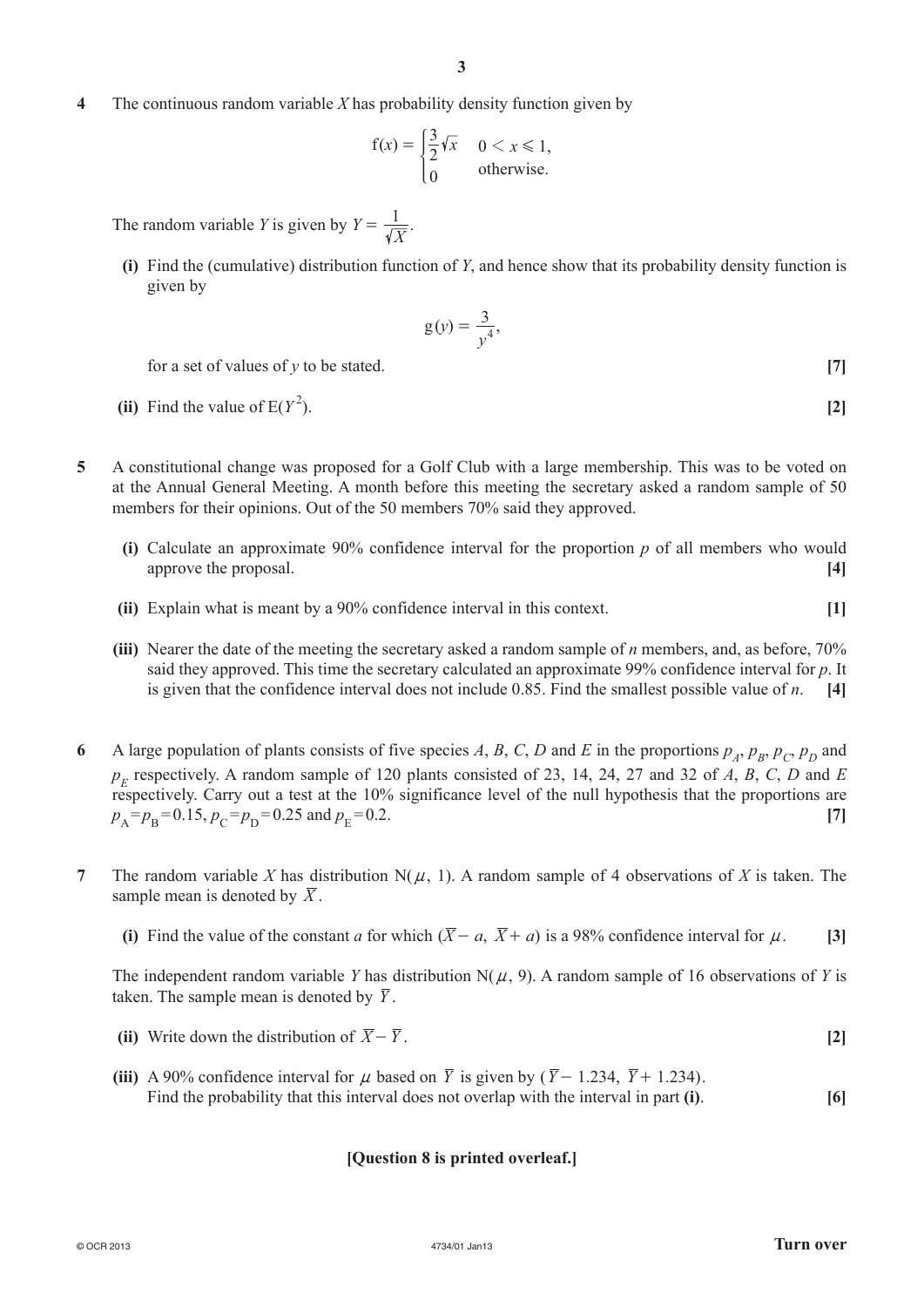**4** The continuous random variable $X$ has probability density function given by

$$\mathrm{f}(x) = \begin{cases} \frac{3}{2}\sqrt{x} & 0 < x \leqslant 1, \\ 0 & \text{otherwise.} \end{cases}$$

The random variable $Y$ is given by $Y = \frac{1}{\sqrt{X}}$.

**(i)** Find the (cumulative) distribution function of $Y$, and hence show that its probability density function is given by

$$\mathrm{g}(y) = \frac{3}{y^4},$$

for a set of values of $y$ to be stated. **[7]**

**(ii)** Find the value of $\mathrm{E}(Y^2)$. **[2]**

**5** A constitutional change was proposed for a Golf Club with a large membership. This was to be voted on at the Annual General Meeting. A month before this meeting the secretary asked a random sample of 50 members for their opinions. Out of the 50 members 70% said they approved.

**(i)** Calculate an approximate 90% confidence interval for the proportion $p$ of all members who would approve the proposal. **[4]**

**(ii)** Explain what is meant by a 90% confidence interval in this context. **[1]**

**(iii)** Nearer the date of the meeting the secretary asked a random sample of $n$ members, and, as before, 70% said they approved. This time the secretary calculated an approximate 99% confidence interval for $p$. It is given that the confidence interval does not include 0.85. Find the smallest possible value of $n$. **[4]**

**6** A large population of plants consists of five species $A$, $B$, $C$, $D$ and $E$ in the proportions $p_A$, $p_B$, $p_C$, $p_D$ and $p_E$ respectively. A random sample of 120 plants consisted of 23, 14, 24, 27 and 32 of $A$, $B$, $C$, $D$ and $E$ respectively. Carry out a test at the 10% significance level of the null hypothesis that the proportions are $p_A = p_B = 0.15$, $p_C = p_D = 0.25$ and $p_E = 0.2$. **[7]**

**7** The random variable $X$ has distribution $\mathrm{N}(\mu, 1)$. A random sample of 4 observations of $X$ is taken. The sample mean is denoted by $\overline{X}$.

**(i)** Find the value of the constant $a$ for which $(\overline{X} - a,\ \overline{X} + a)$ is a 98% confidence interval for $\mu$. **[3]**

The independent random variable $Y$ has distribution $\mathrm{N}(\mu, 9)$. A random sample of 16 observations of $Y$ is taken. The sample mean is denoted by $\overline{Y}$.

**(ii)** Write down the distribution of $\overline{X} - \overline{Y}$. **[2]**

**(iii)** A 90% confidence interval for $\mu$ based on $\overline{Y}$ is given by $(\overline{Y} - 1.234,\ \overline{Y} + 1.234)$. Find the probability that this interval does not overlap with the interval in part **(i)**. **[6]**

**[Question 8 is printed overleaf.]**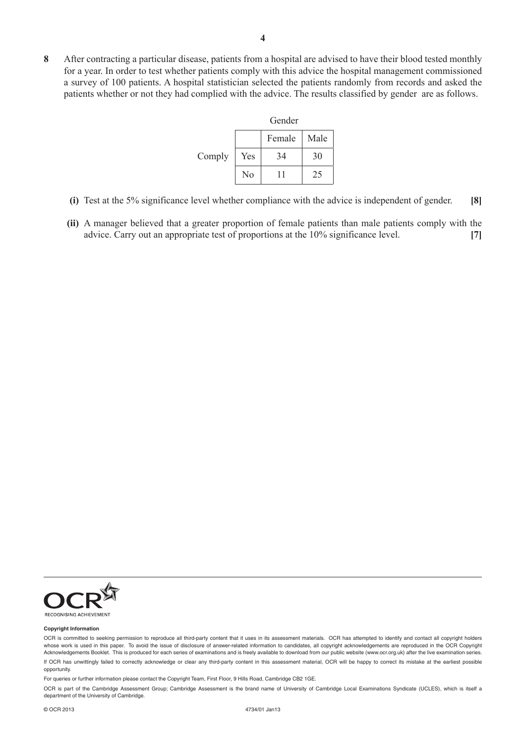**8** After contracting a particular disease, patients from a hospital are advised to have their blood tested monthly for a year. In order to test whether patients comply with this advice the hospital management commissioned a survey of 100 patients. A hospital statistician selected the patients randomly from records and asked the patients whether or not they had complied with the advice. The results classified by gender are as follows.

| | | Gender | |
|---|---|---|---|
| | | Female | Male |
| Comply | Yes | 34 | 30 |
| | No | 11 | 25 |

**(i)** Test at the 5% significance level whether compliance with the advice is independent of gender. **[8]**

**(ii)** A manager believed that a greater proportion of female patients than male patients comply with the advice. Carry out an appropriate test of proportions at the 10% significance level. **[7]**

**Copyright Information**

OCR is committed to seeking permission to reproduce all third-party content that it uses in its assessment materials. OCR has attempted to identify and contact all copyright holders whose work is used in this paper. To avoid the issue of disclosure of answer-related information to candidates, all copyright acknowledgements are reproduced in the OCR Copyright Acknowledgements Booklet. This is produced for each series of examinations and is freely available to download from our public website (www.ocr.org.uk) after the live examination series.

If OCR has unwittingly failed to correctly acknowledge or clear any third-party content in this assessment material, OCR will be happy to correct its mistake at the earliest possible opportunity.

For queries or further information please contact the Copyright Team, First Floor, 9 Hills Road, Cambridge CB2 1GE.

OCR is part of the Cambridge Assessment Group; Cambridge Assessment is the brand name of University of Cambridge Local Examinations Syndicate (UCLES), which is itself a department of the University of Cambridge.